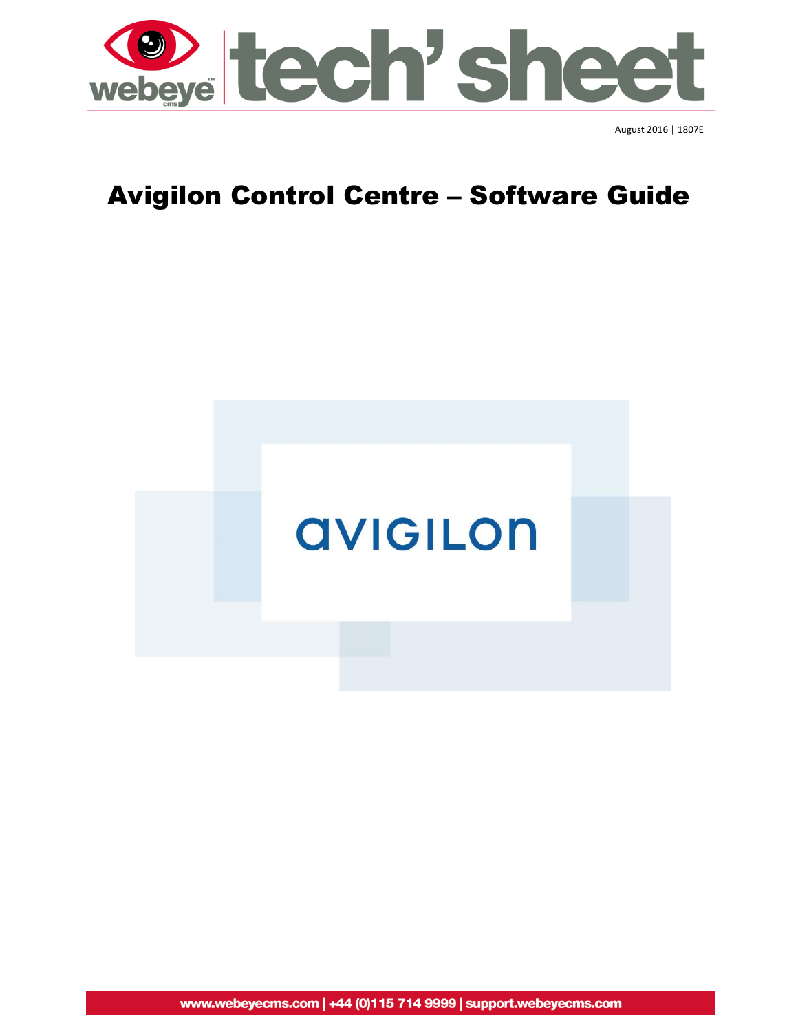August 2016 | 1807E

# Avigilon Control Centre – Software Guide

www.webeyecms.com | +44 (0)115 714 9999 | support.webeyecms.com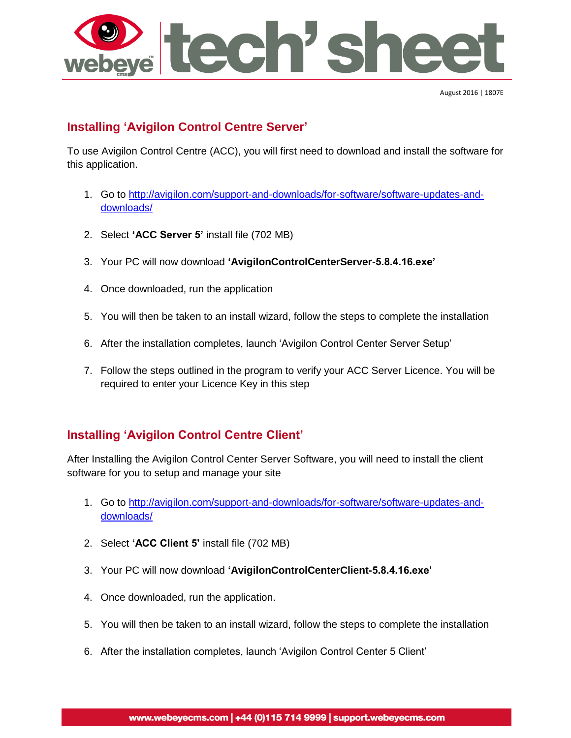August 2016 | 1807E

## Installing 'Avigilon Control Centre Server'

To use Avigilon Control Centre (ACC), you will first need to download and install the software for this application.

1. Go to [http://avigilon.com/support-and-downloads/for-software/software-updates-and-downloads/](http://avigilon.com/support-and-downloads/for-software/software-updates-and-downloads/)

2. Select **'ACC Server 5'** install file (702 MB)

3. Your PC will now download **'AvigilonControlCenterServer-5.8.4.16.exe'**

4. Once downloaded, run the application

5. You will then be taken to an install wizard, follow the steps to complete the installation

6. After the installation completes, launch 'Avigilon Control Center Server Setup'

7. Follow the steps outlined in the program to verify your ACC Server Licence. You will be required to enter your Licence Key in this step

## Installing 'Avigilon Control Centre Client'

After Installing the Avigilon Control Center Server Software, you will need to install the client software for you to setup and manage your site

1. Go to [http://avigilon.com/support-and-downloads/for-software/software-updates-and-downloads/](http://avigilon.com/support-and-downloads/for-software/software-updates-and-downloads/)

2. Select **'ACC Client 5'** install file (702 MB)

3. Your PC will now download **'AvigilonControlCenterClient-5.8.4.16.exe'**

4. Once downloaded, run the application.

5. You will then be taken to an install wizard, follow the steps to complete the installation

6. After the installation completes, launch 'Avigilon Control Center 5 Client'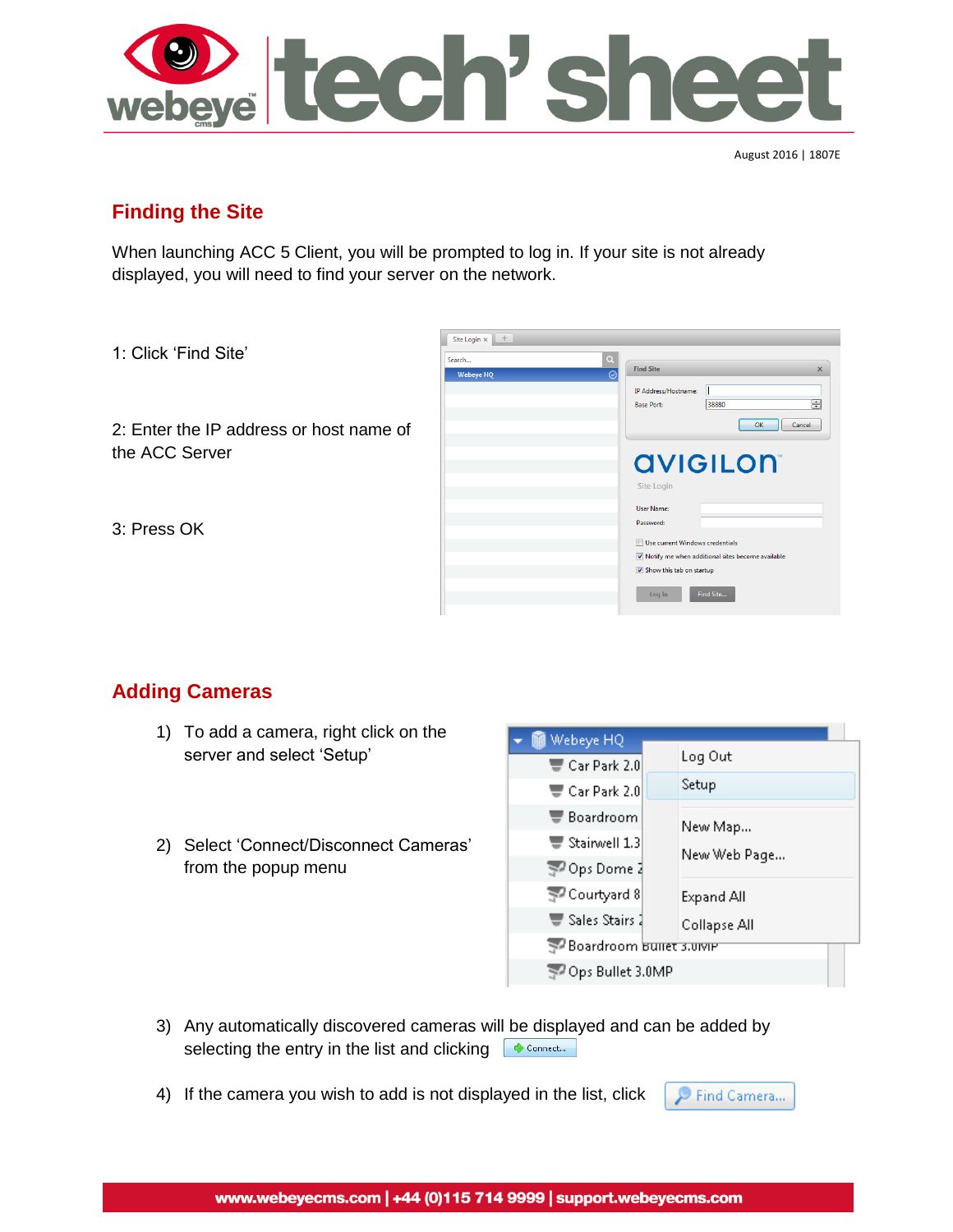August 2016 | 1807E

## Finding the Site

When launching ACC 5 Client, you will be prompted to log in. If your site is not already displayed, you will need to find your server on the network.

1: Click 'Find Site'

2: Enter the IP address or host name of the ACC Server

3: Press OK

## Adding Cameras

1) To add a camera, right click on the server and select 'Setup'

2) Select 'Connect/Disconnect Cameras' from the popup menu

3) Any automatically discovered cameras will be displayed and can be added by selecting the entry in the list and clicking Connect...

4) If the camera you wish to add is not displayed in the list, click Find Camera...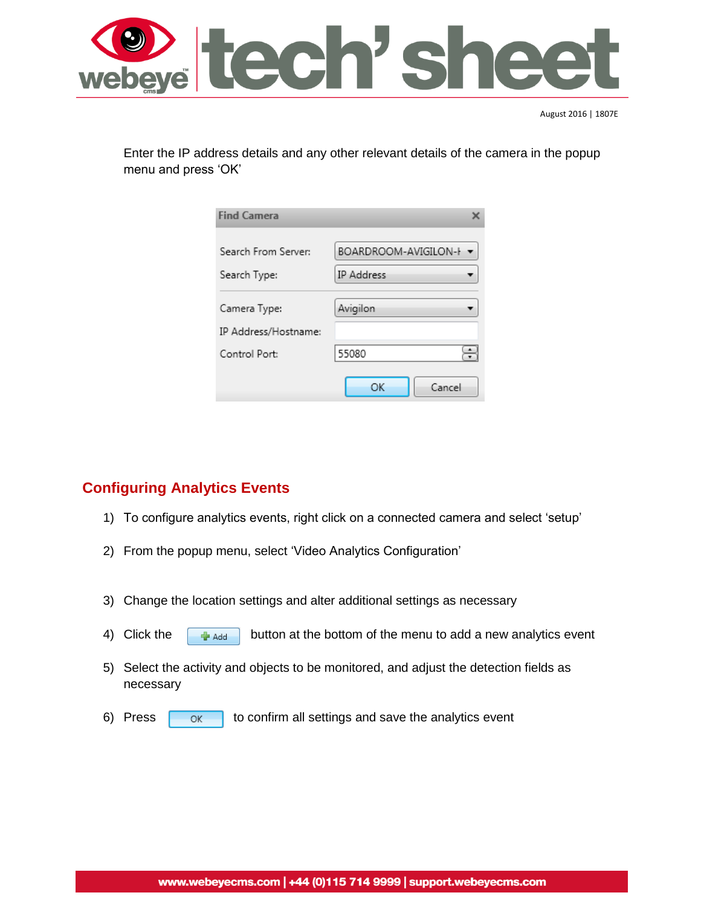Enter the IP address details and any other relevant details of the camera in the popup menu and press ‘OK’

## Configuring Analytics Events

1) To configure analytics events, right click on a connected camera and select ‘setup’
2) From the popup menu, select ‘Video Analytics Configuration’
3) Change the location settings and alter additional settings as necessary
4) Click the Add button at the bottom of the menu to add a new analytics event
5) Select the activity and objects to be monitored, and adjust the detection fields as necessary
6) Press OK to confirm all settings and save the analytics event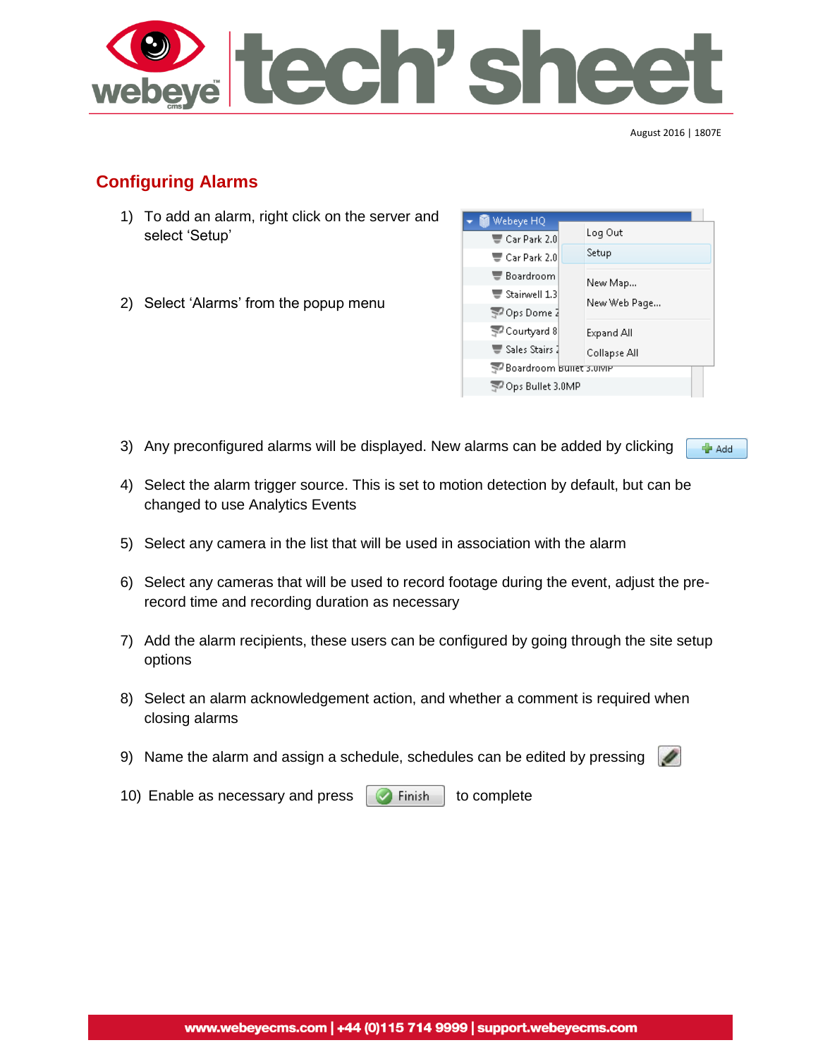August 2016 | 1807E

## Configuring Alarms

1) To add an alarm, right click on the server and select 'Setup'

2) Select 'Alarms' from the popup menu

3) Any preconfigured alarms will be displayed. New alarms can be added by clicking Add

4) Select the alarm trigger source. This is set to motion detection by default, but can be changed to use Analytics Events

5) Select any camera in the list that will be used in association with the alarm

6) Select any cameras that will be used to record footage during the event, adjust the pre-record time and recording duration as necessary

7) Add the alarm recipients, these users can be configured by going through the site setup options

8) Select an alarm acknowledgement action, and whether a comment is required when closing alarms

9) Name the alarm and assign a schedule, schedules can be edited by pressing

10) Enable as necessary and press Finish to complete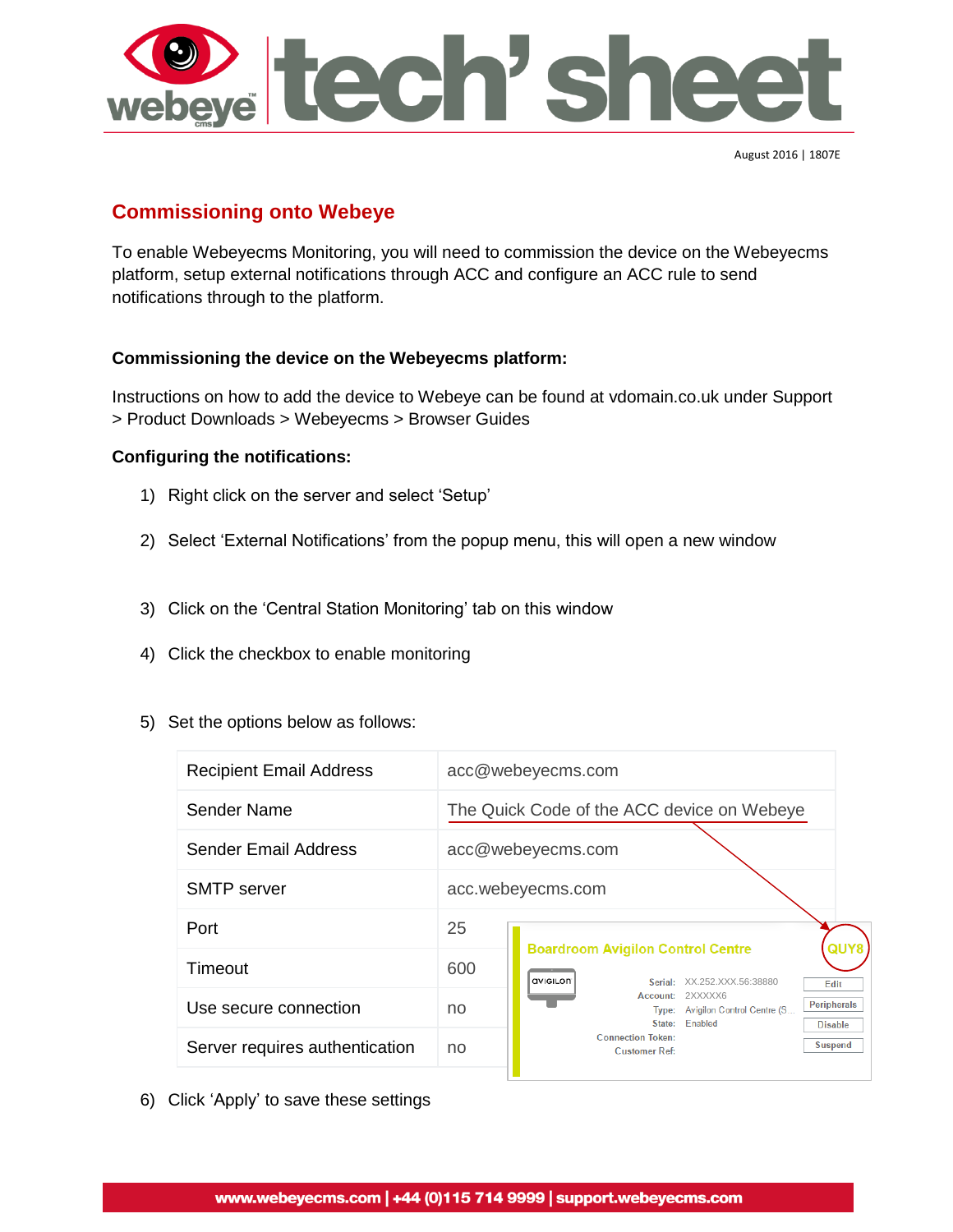## Commissioning onto Webeye

To enable Webeyecms Monitoring, you will need to commission the device on the Webeyecms platform, setup external notifications through ACC and configure an ACC rule to send notifications through to the platform.

**Commissioning the device on the Webeyecms platform:**

Instructions on how to add the device to Webeye can be found at vdomain.co.uk under Support > Product Downloads > Webeyecms > Browser Guides

**Configuring the notifications:**

1) Right click on the server and select 'Setup'
2) Select 'External Notifications' from the popup menu, this will open a new window
3) Click on the 'Central Station Monitoring' tab on this window
4) Click the checkbox to enable monitoring
5) Set the options below as follows:

| Recipient Email Address | acc@webeyecms.com |
|---|---|
| Sender Name | The Quick Code of the ACC device on Webeye |
| Sender Email Address | acc@webeyecms.com |
| SMTP server | acc.webeyecms.com |
| Port | 25 |
| Timeout | 600 |
| Use secure connection | no |
| Server requires authentication | no |

6) Click 'Apply' to save these settings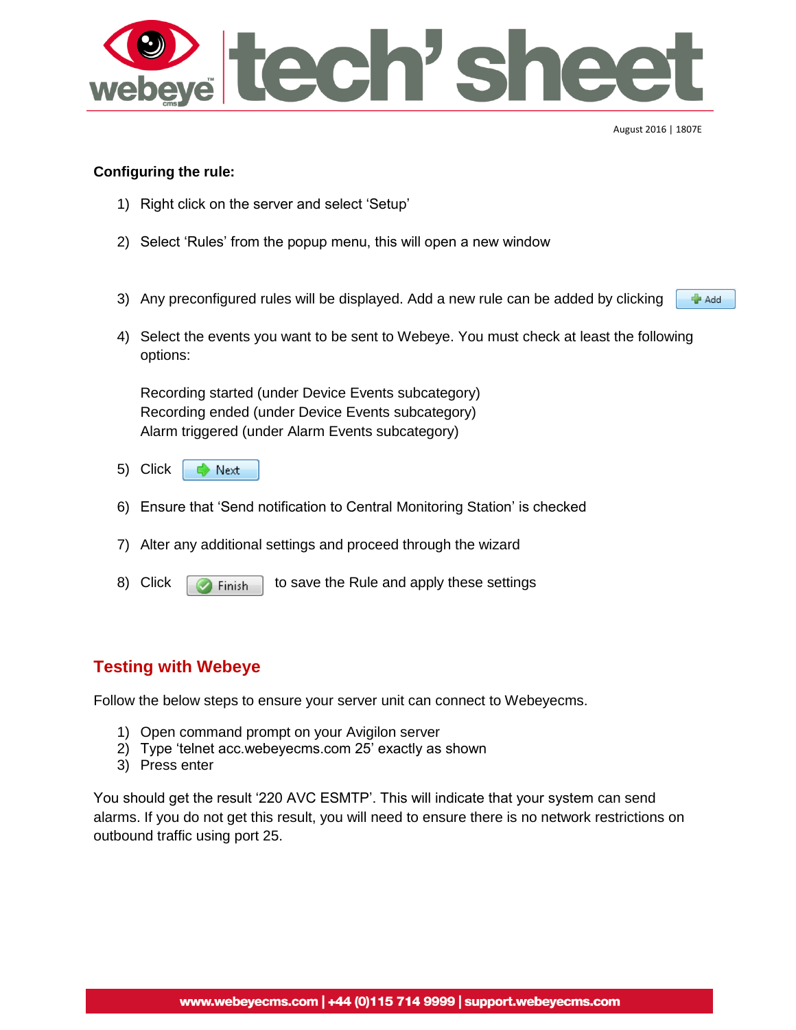**Configuring the rule:**

1) Right click on the server and select 'Setup'

2) Select 'Rules' from the popup menu, this will open a new window

3) Any preconfigured rules will be displayed. Add a new rule can be added by clicking Add

4) Select the events you want to be sent to Webeye. You must check at least the following options:

   Recording started (under Device Events subcategory)
   Recording ended (under Device Events subcategory)
   Alarm triggered (under Alarm Events subcategory)

5) Click Next

6) Ensure that 'Send notification to Central Monitoring Station' is checked

7) Alter any additional settings and proceed through the wizard

8) Click Finish to save the Rule and apply these settings

## Testing with Webeye

Follow the below steps to ensure your server unit can connect to Webeyecms.

1) Open command prompt on your Avigilon server
2) Type 'telnet acc.webeyecms.com 25' exactly as shown
3) Press enter

You should get the result '220 AVC ESMTP'. This will indicate that your system can send alarms. If you do not get this result, you will need to ensure there is no network restrictions on outbound traffic using port 25.